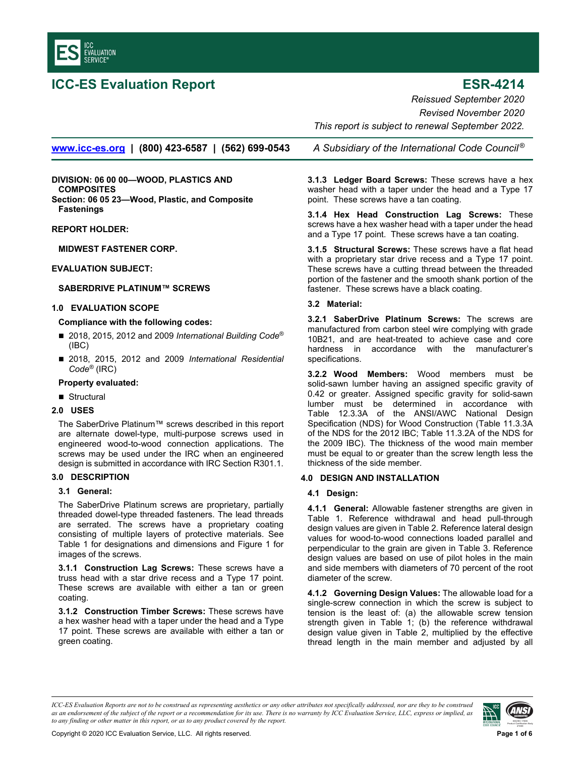# ICC-ES Evaluation Report

# ESR-4214

*Reissued September 2020*

*Revised November 2020*

*This report is subject to renewal September 2022.*

www.icc-es.org | (800) 423-6587 | (562) 699-0543 *A Subsidiary of the International Code Council®*

**DIVISION: 06 00 00—WOOD, PLASTICS AND COMPOSITES**

**Section: 06 05 23—Wood, Plastic, and Composite Fastenings**

**REPORT HOLDER:**

**MIDWEST FASTENER CORP.**

**EVALUATION SUBJECT:**

**SABERDRIVE PLATINUM™ SCREWS**

## 1.0 EVALUATION SCOPE

**Compliance with the following codes:**

- 2018, 2015, 2012 and 2009 *International Building Code®* (IBC)
- 2018, 2015, 2012 and 2009 *International Residential Code®* (IRC)

**Property evaluated:**

- Structural

## 2.0 USES

The SaberDrive Platinum™ screws described in this report are alternate dowel-type, multi-purpose screws used in engineered wood-to-wood connection applications. The screws may be used under the IRC when an engineered design is submitted in accordance with IRC Section R301.1.

## 3.0 DESCRIPTION

### 3.1 General:

The SaberDrive Platinum screws are proprietary, partially threaded dowel-type threaded fasteners. The lead threads are serrated. The screws have a proprietary coating consisting of multiple layers of protective materials. See Table 1 for designations and dimensions and Figure 1 for images of the screws.

**3.1.1 Construction Lag Screws:** These screws have a truss head with a star drive recess and a Type 17 point. These screws are available with either a tan or green coating.

**3.1.2 Construction Timber Screws:** These screws have a hex washer head with a taper under the head and a Type 17 point. These screws are available with either a tan or green coating.

**3.1.3 Ledger Board Screws:** These screws have a hex washer head with a taper under the head and a Type 17 point. These screws have a tan coating.

**3.1.4 Hex Head Construction Lag Screws:** These screws have a hex washer head with a taper under the head and a Type 17 point. These screws have a tan coating.

**3.1.5 Structural Screws:** These screws have a flat head with a proprietary star drive recess and a Type 17 point. These screws have a cutting thread between the threaded portion of the fastener and the smooth shank portion of the fastener. These screws have a black coating.

### 3.2 Material:

**3.2.1 SaberDrive Platinum Screws:** The screws are manufactured from carbon steel wire complying with grade 10B21, and are heat-treated to achieve case and core hardness in accordance with the manufacturer's specifications.

**3.2.2 Wood Members:** Wood members must be solid-sawn lumber having an assigned specific gravity of 0.42 or greater. Assigned specific gravity for solid-sawn lumber must be determined in accordance with Table 12.3.3A of the ANSI/AWC National Design Specification (NDS) for Wood Construction (Table 11.3.3A of the NDS for the 2012 IBC; Table 11.3.2A of the NDS for the 2009 IBC). The thickness of the wood main member must be equal to or greater than the screw length less the thickness of the side member.

## 4.0 DESIGN AND INSTALLATION

### 4.1 Design:

**4.1.1 General:** Allowable fastener strengths are given in Table 1. Reference withdrawal and head pull-through design values are given in Table 2. Reference lateral design values for wood-to-wood connections loaded parallel and perpendicular to the grain are given in Table 3. Reference design values are based on use of pilot holes in the main and side members with diameters of 70 percent of the root diameter of the screw.

**4.1.2 Governing Design Values:** The allowable load for a single-screw connection in which the screw is subject to tension is the least of: (a) the allowable screw tension strength given in Table 1; (b) the reference withdrawal design value given in Table 2, multiplied by the effective thread length in the main member and adjusted by all

*ICC-ES Evaluation Reports are not to be construed as representing aesthetics or any other attributes not specifically addressed, nor are they to be construed as an endorsement of the subject of the report or a recommendation for its use. There is no warranty by ICC Evaluation Service, LLC, express or implied, as to any finding or other matter in this report, or as to any product covered by the report.*

Copyright © 2020 ICC Evaluation Service, LLC. All rights reserved.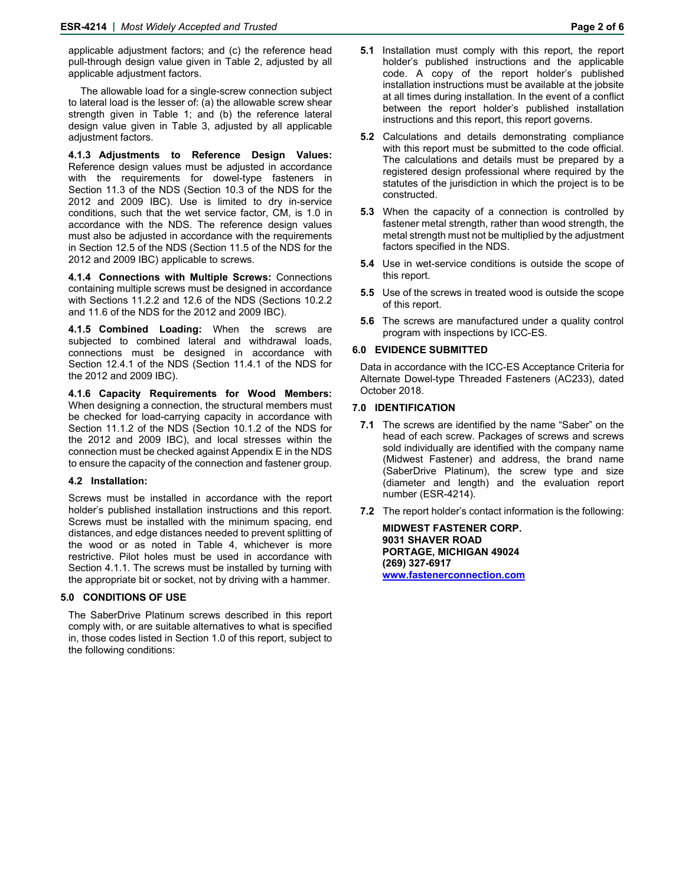applicable adjustment factors; and (c) the reference head pull-through design value given in Table 2, adjusted by all applicable adjustment factors.

The allowable load for a single-screw connection subject to lateral load is the lesser of: (a) the allowable screw shear strength given in Table 1; and (b) the reference lateral design value given in Table 3, adjusted by all applicable adjustment factors.

**4.1.3 Adjustments to Reference Design Values:** Reference design values must be adjusted in accordance with the requirements for dowel-type fasteners in Section 11.3 of the NDS (Section 10.3 of the NDS for the 2012 and 2009 IBC). Use is limited to dry in-service conditions, such that the wet service factor, CM, is 1.0 in accordance with the NDS. The reference design values must also be adjusted in accordance with the requirements in Section 12.5 of the NDS (Section 11.5 of the NDS for the 2012 and 2009 IBC) applicable to screws.

**4.1.4 Connections with Multiple Screws:** Connections containing multiple screws must be designed in accordance with Sections 11.2.2 and 12.6 of the NDS (Sections 10.2.2 and 11.6 of the NDS for the 2012 and 2009 IBC).

**4.1.5 Combined Loading:** When the screws are subjected to combined lateral and withdrawal loads, connections must be designed in accordance with Section 12.4.1 of the NDS (Section 11.4.1 of the NDS for the 2012 and 2009 IBC).

**4.1.6 Capacity Requirements for Wood Members:** When designing a connection, the structural members must be checked for load-carrying capacity in accordance with Section 11.1.2 of the NDS (Section 10.1.2 of the NDS for the 2012 and 2009 IBC), and local stresses within the connection must be checked against Appendix E in the NDS to ensure the capacity of the connection and fastener group.

### 4.2 Installation:

Screws must be installed in accordance with the report holder's published installation instructions and this report. Screws must be installed with the minimum spacing, end distances, and edge distances needed to prevent splitting of the wood or as noted in Table 4, whichever is more restrictive. Pilot holes must be used in accordance with Section 4.1.1. The screws must be installed by turning with the appropriate bit or socket, not by driving with a hammer.

## 5.0 CONDITIONS OF USE

The SaberDrive Platinum screws described in this report comply with, or are suitable alternatives to what is specified in, those codes listed in Section 1.0 of this report, subject to the following conditions:

**5.1** Installation must comply with this report, the report holder's published instructions and the applicable code. A copy of the report holder's published installation instructions must be available at the jobsite at all times during installation. In the event of a conflict between the report holder's published installation instructions and this report, this report governs.

**5.2** Calculations and details demonstrating compliance with this report must be submitted to the code official. The calculations and details must be prepared by a registered design professional where required by the statutes of the jurisdiction in which the project is to be constructed.

**5.3** When the capacity of a connection is controlled by fastener metal strength, rather than wood strength, the metal strength must not be multiplied by the adjustment factors specified in the NDS.

**5.4** Use in wet-service conditions is outside the scope of this report.

**5.5** Use of the screws in treated wood is outside the scope of this report.

**5.6** The screws are manufactured under a quality control program with inspections by ICC-ES.

## 6.0 EVIDENCE SUBMITTED

Data in accordance with the ICC-ES Acceptance Criteria for Alternate Dowel-type Threaded Fasteners (AC233), dated October 2018.

## 7.0 IDENTIFICATION

**7.1** The screws are identified by the name "Saber" on the head of each screw. Packages of screws and screws sold individually are identified with the company name (Midwest Fastener) and address, the brand name (SaberDrive Platinum), the screw type and size (diameter and length) and the evaluation report number (ESR-4214).

**7.2** The report holder's contact information is the following:

**MIDWEST FASTENER CORP.**
**9031 SHAVER ROAD**
**PORTAGE, MICHIGAN 49024**
**(269) 327-6917**
**[www.fastenerconnection.com](http://www.fastenerconnection.com)**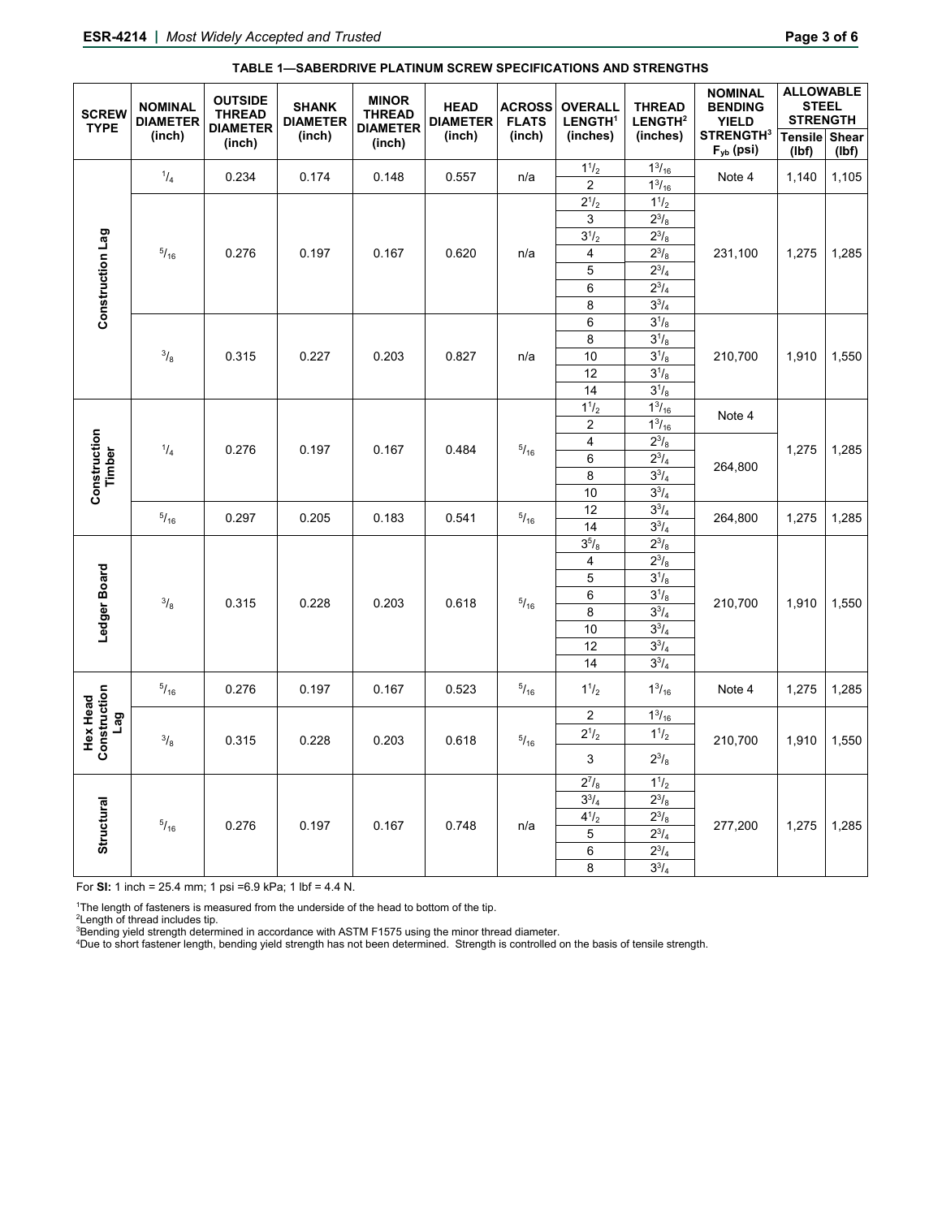**TABLE 1—SABERDRIVE PLATINUM SCREW SPECIFICATIONS AND STRENGTHS**

| SCREW TYPE | NOMINAL DIAMETER (inch) | OUTSIDE THREAD DIAMETER (inch) | SHANK DIAMETER (inch) | MINOR THREAD DIAMETER (inch) | HEAD DIAMETER (inch) | ACROSS FLATS (inch) | OVERALL LENGTH[1] (inches) | THREAD LENGTH[2] (inches) | NOMINAL BENDING YIELD STRENGTH[3] $F_{yb}$ (psi) | ALLOWABLE STEEL STRENGTH Tensile (lbf) | ALLOWABLE STEEL STRENGTH Shear (lbf) |
|---|---|---|---|---|---|---|---|---|---|---|---|
| Construction Lag | 1/4 | 0.234 | 0.174 | 0.148 | 0.557 | n/a | 1 1/2 | 1 3/16 | Note 4 | 1,140 | 1,105 |
| | | | | | | | 2 | 1 3/16 | | | |
| | 5/16 | 0.276 | 0.197 | 0.167 | 0.620 | n/a | 2 1/2 | 1 1/2 | 231,100 | 1,275 | 1,285 |
| | | | | | | | 3 | 2 3/8 | | | |
| | | | | | | | 3 1/2 | 2 3/8 | | | |
| | | | | | | | 4 | 2 3/8 | | | |
| | | | | | | | 5 | 2 3/4 | | | |
| | | | | | | | 6 | 2 3/4 | | | |
| | | | | | | | 8 | 3 3/4 | | | |
| | 3/8 | 0.315 | 0.227 | 0.203 | 0.827 | n/a | 6 | 3 1/8 | 210,700 | 1,910 | 1,550 |
| | | | | | | | 8 | 3 1/8 | | | |
| | | | | | | | 10 | 3 1/8 | | | |
| | | | | | | | 12 | 3 1/8 | | | |
| | | | | | | | 14 | 3 1/8 | | | |
| Construction Timber | 1/4 | 0.276 | 0.197 | 0.167 | 0.484 | 5/16 | 1 1/2 | 1 3/16 | Note 4 | 1,275 | 1,285 |
| | | | | | | | 2 | 1 3/16 | | | |
| | | | | | | | 4 | 2 3/8 | 264,800 | | |
| | | | | | | | 6 | 2 3/4 | | | |
| | | | | | | | 8 | 3 3/4 | | | |
| | | | | | | | 10 | 3 3/4 | | | |
| | 5/16 | 0.297 | 0.205 | 0.183 | 0.541 | 5/16 | 12 | 3 3/4 | 264,800 | 1,275 | 1,285 |
| | | | | | | | 14 | 3 3/4 | | | |
| Ledger Board | 3/8 | 0.315 | 0.228 | 0.203 | 0.618 | 5/16 | 3 5/8 | 2 3/8 | 210,700 | 1,910 | 1,550 |
| | | | | | | | 4 | 2 3/8 | | | |
| | | | | | | | 5 | 3 1/8 | | | |
| | | | | | | | 6 | 3 1/8 | | | |
| | | | | | | | 8 | 3 3/4 | | | |
| | | | | | | | 10 | 3 3/4 | | | |
| | | | | | | | 12 | 3 3/4 | | | |
| | | | | | | | 14 | 3 3/4 | | | |
| Hex Head Construction Lag | 5/16 | 0.276 | 0.197 | 0.167 | 0.523 | 5/16 | 1 1/2 | 1 3/16 | Note 4 | 1,275 | 1,285 |
| | 3/8 | 0.315 | 0.228 | 0.203 | 0.618 | 5/16 | 2 | 1 3/16 | 210,700 | 1,910 | 1,550 |
| | | | | | | | 2 1/2 | 1 1/2 | | | |
| | | | | | | | 3 | 2 3/8 | | | |
| Structural | 5/16 | 0.276 | 0.197 | 0.167 | 0.748 | n/a | 2 7/8 | 1 1/2 | 277,200 | 1,275 | 1,285 |
| | | | | | | | 3 3/4 | 2 3/8 | | | |
| | | | | | | | 4 1/2 | 2 3/8 | | | |
| | | | | | | | 5 | 2 3/4 | | | |
| | | | | | | | 6 | 2 3/4 | | | |
| | | | | | | | 8 | 3 3/4 | | | |

For **SI:** 1 inch = 25.4 mm; 1 psi =6.9 kPa; 1 lbf = 4.4 N.

[1]The length of fasteners is measured from the underside of the head to bottom of the tip.
[2]Length of thread includes tip.
[3]Bending yield strength determined in accordance with ASTM F1575 using the minor thread diameter.
[4]Due to short fastener length, bending yield strength has not been determined. Strength is controlled on the basis of tensile strength.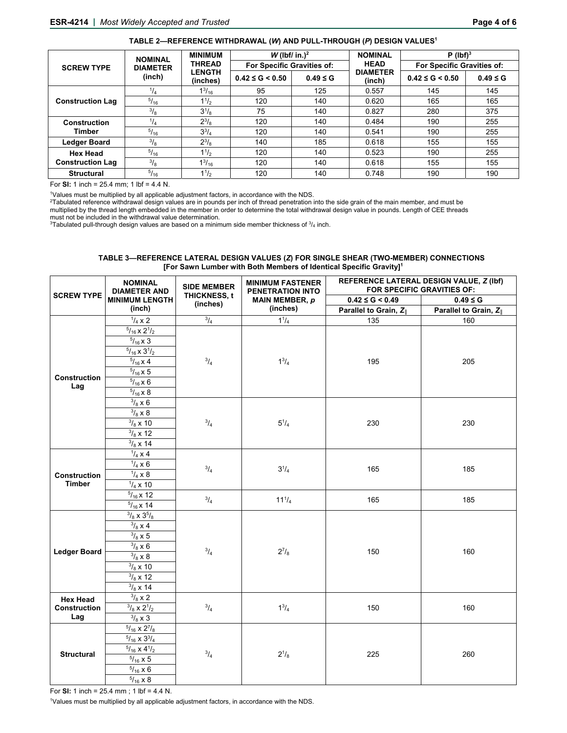**TABLE 2—REFERENCE WITHDRAWAL (*W*) AND PULL-THROUGH (*P*) DESIGN VALUES[1]**

| SCREW TYPE | NOMINAL DIAMETER (inch) | MINIMUM THREAD LENGTH (inches) | *W* (lbf/ in.)[2] | | NOMINAL HEAD DIAMETER (inch) | P (lbf)[3] | |
|---|---|---|---|---|---|---|---|
| | | | For Specific Gravities of: | | | For Specific Gravities of: | |
| | | | 0.42 ≤ G < 0.50 | 0.49 ≤ G | | 0.42 ≤ G < 0.50 | 0.49 ≤ G |
| Construction Lag | 1/4 | 1 3/16 | 95 | 125 | 0.557 | 145 | 145 |
| | 5/16 | 1 1/2 | 120 | 140 | 0.620 | 165 | 165 |
| | 3/8 | 3 1/8 | 75 | 140 | 0.827 | 280 | 375 |
| Construction Timber | 1/4 | 2 3/8 | 120 | 140 | 0.484 | 190 | 255 |
| | 5/16 | 3 3/4 | 120 | 140 | 0.541 | 190 | 255 |
| Ledger Board | 3/8 | 2 3/8 | 140 | 185 | 0.618 | 155 | 155 |
| Hex Head Construction Lag | 5/16 | 1 1/2 | 120 | 140 | 0.523 | 190 | 255 |
| | 3/8 | 1 3/16 | 120 | 140 | 0.618 | 155 | 155 |
| Structural | 5/16 | 1 1/2 | 120 | 140 | 0.748 | 190 | 190 |

For **SI:** 1 inch = 25.4 mm; 1 lbf = 4.4 N.

[1]Values must be multiplied by all applicable adjustment factors, in accordance with the NDS.
[2]Tabulated reference withdrawal design values are in pounds per inch of thread penetration into the side grain of the main member, and must be multiplied by the thread length embedded in the member in order to determine the total withdrawal design value in pounds. Length of CEE threads must not be included in the withdrawal value determination.
[3]Tabulated pull-through design values are based on a minimum side member thickness of 3/4 inch.

**TABLE 3—REFERENCE LATERAL DESIGN VALUES (*Z*) FOR SINGLE SHEAR (TWO-MEMBER) CONNECTIONS**
**[For Sawn Lumber with Both Members of Identical Specific Gravity][1]**

| SCREW TYPE | NOMINAL DIAMETER AND MINIMUM LENGTH (inch) | SIDE MEMBER THICKNESS, t (inches) | MINIMUM FASTENER PENETRATION INTO MAIN MEMBER, *p* (inches) | REFERENCE LATERAL DESIGN VALUE, Z (lbf) FOR SPECIFIC GRAVITIES OF: | |
|---|---|---|---|---|---|
| | | | | 0.42 ≤ G < 0.49 | 0.49 ≤ G |
| | | | | Parallel to Grain, $Z_{\parallel}$ | Parallel to Grain, $Z_{\parallel}$ |
| Construction Lag | 1/4 x 2 | 3/4 | 1 1/4 | 135 | 160 |
| | 5/16 x 2 1/2 | 3/4 | 1 3/4 | 195 | 205 |
| | 5/16 x 3 | | | | |
| | 5/16 x 3 1/2 | | | | |
| | 5/16 x 4 | | | | |
| | 5/16 x 5 | | | | |
| | 5/16 x 6 | | | | |
| | 5/16 x 8 | | | | |
| | 3/8 x 6 | 3/4 | 5 1/4 | 230 | 230 |
| | 3/8 x 8 | | | | |
| | 3/8 x 10 | | | | |
| | 3/8 x 12 | | | | |
| | 3/8 x 14 | | | | |
| Construction Timber | 1/4 x 4 | 3/4 | 3 1/4 | 165 | 185 |
| | 1/4 x 6 | | | | |
| | 1/4 x 8 | | | | |
| | 1/4 x 10 | | | | |
| | 5/16 x 12 | 3/4 | 11 1/4 | 165 | 185 |
| | 5/16 x 14 | | | | |
| Ledger Board | 3/8 x 3 5/8 | 3/4 | 2 7/8 | 150 | 160 |
| | 3/8 x 4 | | | | |
| | 3/8 x 5 | | | | |
| | 3/8 x 6 | | | | |
| | 3/8 x 8 | | | | |
| | 3/8 x 10 | | | | |
| | 3/8 x 12 | | | | |
| | 3/8 x 14 | | | | |
| Hex Head Construction Lag | 3/8 x 2 | 3/4 | 1 3/4 | 150 | 160 |
| | 3/8 x 2 1/2 | | | | |
| | 3/8 x 3 | | | | |
| Structural | 5/16 x 2 7/8 | 3/4 | 2 1/8 | 225 | 260 |
| | 5/16 x 3 3/4 | | | | |
| | 5/16 x 4 1/2 | | | | |
| | 5/16 x 5 | | | | |
| | 5/16 x 6 | | | | |
| | 5/16 x 8 | | | | |

For **SI:** 1 inch = 25.4 mm ; 1 lbf = 4.4 N.

[1]Values must be multiplied by all applicable adjustment factors, in accordance with the NDS.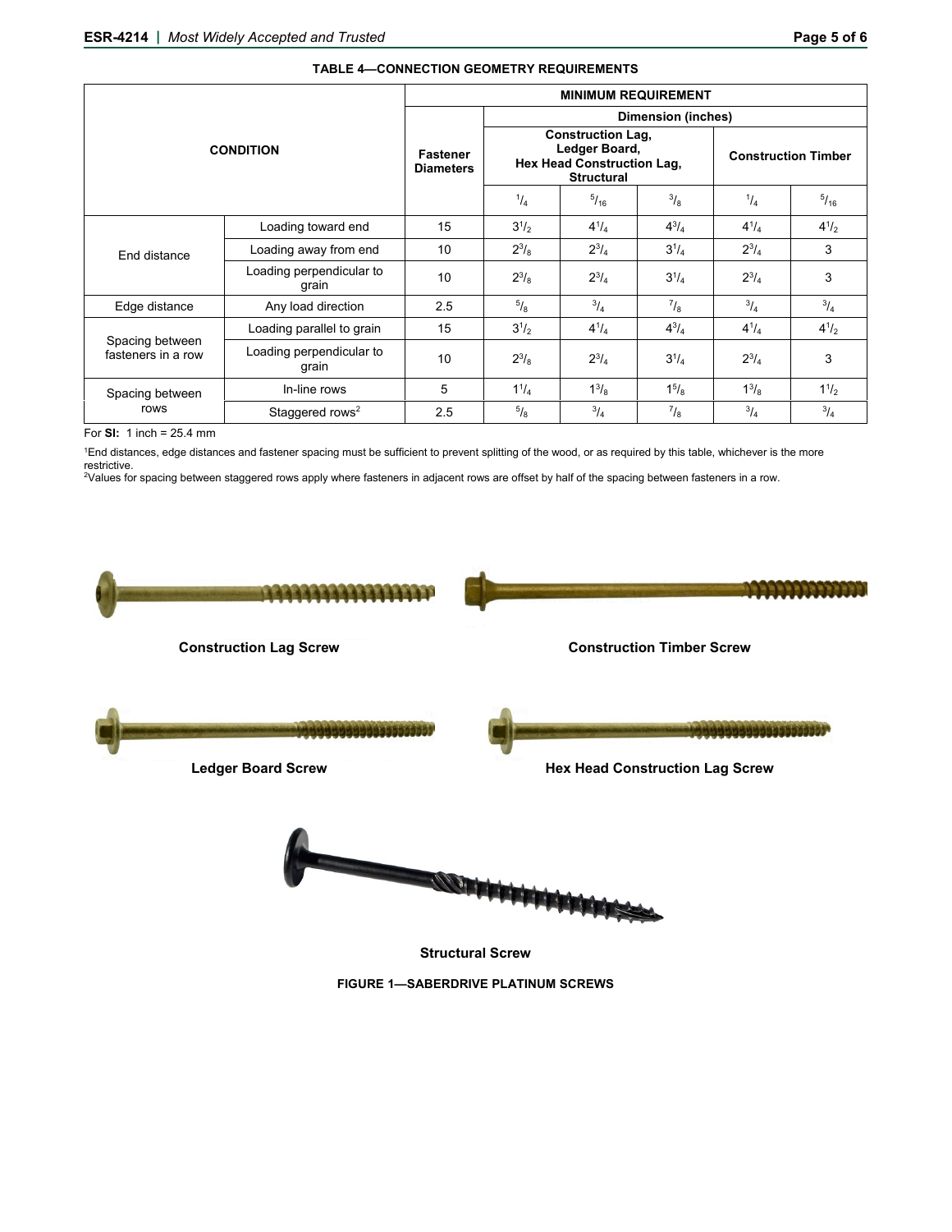**TABLE 4—CONNECTION GEOMETRY REQUIREMENTS**

| CONDITION | | MINIMUM REQUIREMENT | | | | | |
|---|---|---|---|---|---|---|---|
| | | Fastener Diameters | Dimension (inches) | | | | |
| | | | Construction Lag, Ledger Board, Hex Head Construction Lag, Structural | | | Construction Timber | |
| | | | 1/4 | 5/16 | 3/8 | 1/4 | 5/16 |
| End distance | Loading toward end | 15 | 3 1/2 | 4 1/4 | 4 3/4 | 4 1/4 | 4 1/2 |
| | Loading away from end | 10 | 2 3/8 | 2 3/4 | 3 1/4 | 2 3/4 | 3 |
| | Loading perpendicular to grain | 10 | 2 3/8 | 2 3/4 | 3 1/4 | 2 3/4 | 3 |
| Edge distance | Any load direction | 2.5 | 5/8 | 3/4 | 7/8 | 3/4 | 3/4 |
| Spacing between fasteners in a row | Loading parallel to grain | 15 | 3 1/2 | 4 1/4 | 4 3/4 | 4 1/4 | 4 1/2 |
| | Loading perpendicular to grain | 10 | 2 3/8 | 2 3/4 | 3 1/4 | 2 3/4 | 3 |
| Spacing between rows | In-line rows | 5 | 1 1/4 | 1 3/8 | 1 5/8 | 1 3/8 | 1 1/2 |
| | Staggered rows[2] | 2.5 | 5/8 | 3/4 | 7/8 | 3/4 | 3/4 |

For **SI:** 1 inch = 25.4 mm

[1]End distances, edge distances and fastener spacing must be sufficient to prevent splitting of the wood, or as required by this table, whichever is the more restrictive.
[2]Values for spacing between staggered rows apply where fasteners in adjacent rows are offset by half of the spacing between fasteners in a row.

**Construction Lag Screw**

**Construction Timber Screw**

**Ledger Board Screw**

**Hex Head Construction Lag Screw**

**Structural Screw**

**FIGURE 1—SABERDRIVE PLATINUM SCREWS**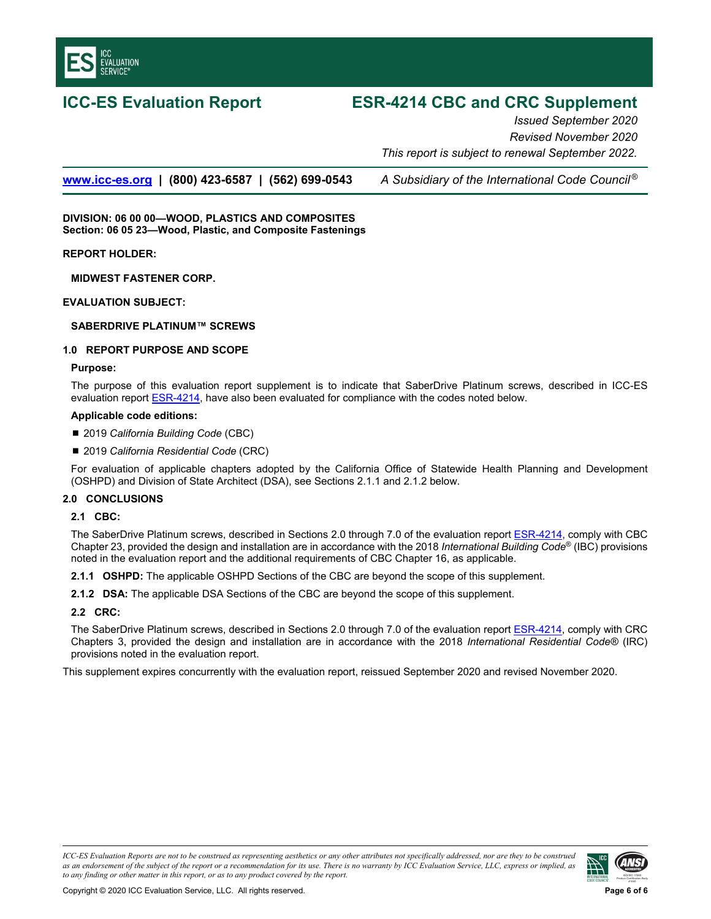# ICC-ES Evaluation Report

# ESR-4214 CBC and CRC Supplement

*Issued September 2020*
*Revised November 2020*
*This report is subject to renewal September 2022.*

[www.icc-es.org](http://www.icc-es.org) | (800) 423-6587 | (562) 699-0543 *A Subsidiary of the International Code Council®*

**DIVISION: 06 00 00—WOOD, PLASTICS AND COMPOSITES**
**Section: 06 05 23—Wood, Plastic, and Composite Fastenings**

**REPORT HOLDER:**

**MIDWEST FASTENER CORP.**

**EVALUATION SUBJECT:**

**SABERDRIVE PLATINUM™ SCREWS**

## 1.0 REPORT PURPOSE AND SCOPE

**Purpose:**

The purpose of this evaluation report supplement is to indicate that SaberDrive Platinum screws, described in ICC-ES evaluation report ESR-4214, have also been evaluated for compliance with the codes noted below.

**Applicable code editions:**

- 2019 *California Building Code* (CBC)
- 2019 *California Residential Code* (CRC)

For evaluation of applicable chapters adopted by the California Office of Statewide Health Planning and Development (OSHPD) and Division of State Architect (DSA), see Sections 2.1.1 and 2.1.2 below.

## 2.0 CONCLUSIONS

### 2.1 CBC:

The SaberDrive Platinum screws, described in Sections 2.0 through 7.0 of the evaluation report ESR-4214, comply with CBC Chapter 23, provided the design and installation are in accordance with the 2018 *International Building Code*® (IBC) provisions noted in the evaluation report and the additional requirements of CBC Chapter 16, as applicable.

**2.1.1 OSHPD:** The applicable OSHPD Sections of the CBC are beyond the scope of this supplement.

**2.1.2 DSA:** The applicable DSA Sections of the CBC are beyond the scope of this supplement.

### 2.2 CRC:

The SaberDrive Platinum screws, described in Sections 2.0 through 7.0 of the evaluation report ESR-4214, comply with CRC Chapters 3, provided the design and installation are in accordance with the 2018 *International Residential Code*® (IRC) provisions noted in the evaluation report.

This supplement expires concurrently with the evaluation report, reissued September 2020 and revised November 2020.

*ICC-ES Evaluation Reports are not to be construed as representing aesthetics or any other attributes not specifically addressed, nor are they to be construed as an endorsement of the subject of the report or a recommendation for its use. There is no warranty by ICC Evaluation Service, LLC, express or implied, as to any finding or other matter in this report, or as to any product covered by the report.*

Copyright © 2020 ICC Evaluation Service, LLC. All rights reserved.